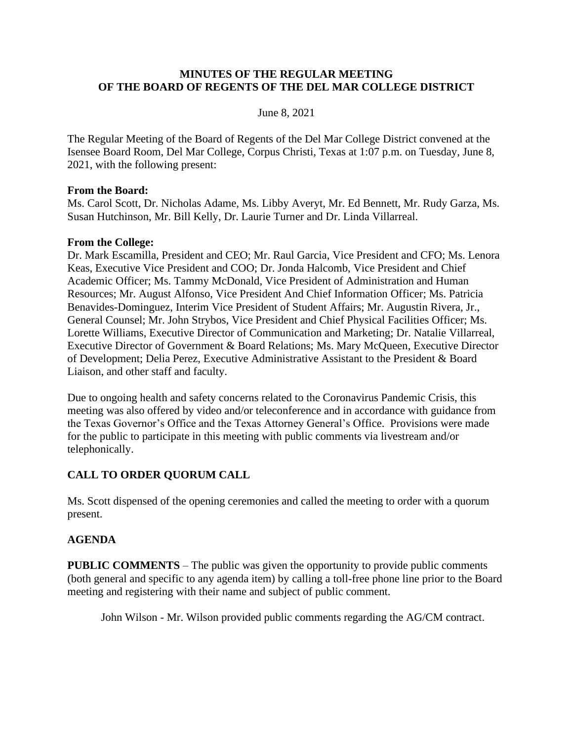# MINUTES OF THE REGULAR MEETING OF THE BOARD OF REGENTS OF THE DEL MAR COLLEGE DISTRICT

June 8, 2021

The Regular Meeting of the Board of Regents of the Del Mar College District convened at the Isensee Board Room, Del Mar College, Corpus Christi, Texas at 1:07 p.m. on Tuesday, June 8, 2021, with the following present:

**From the Board:**
Ms. Carol Scott, Dr. Nicholas Adame, Ms. Libby Averyt, Mr. Ed Bennett, Mr. Rudy Garza, Ms. Susan Hutchinson, Mr. Bill Kelly, Dr. Laurie Turner and Dr. Linda Villarreal.

**From the College:**
Dr. Mark Escamilla, President and CEO; Mr. Raul Garcia, Vice President and CFO; Ms. Lenora Keas, Executive Vice President and COO; Dr. Jonda Halcomb, Vice President and Chief Academic Officer; Ms. Tammy McDonald, Vice President of Administration and Human Resources; Mr. August Alfonso, Vice President And Chief Information Officer; Ms. Patricia Benavides-Dominguez, Interim Vice President of Student Affairs; Mr. Augustin Rivera, Jr., General Counsel; Mr. John Strybos, Vice President and Chief Physical Facilities Officer; Ms. Lorette Williams, Executive Director of Communication and Marketing; Dr. Natalie Villarreal, Executive Director of Government & Board Relations; Ms. Mary McQueen, Executive Director of Development; Delia Perez, Executive Administrative Assistant to the President & Board Liaison, and other staff and faculty.

Due to ongoing health and safety concerns related to the Coronavirus Pandemic Crisis, this meeting was also offered by video and/or teleconference and in accordance with guidance from the Texas Governor's Office and the Texas Attorney General's Office. Provisions were made for the public to participate in this meeting with public comments via livestream and/or telephonically.

## CALL TO ORDER QUORUM CALL

Ms. Scott dispensed of the opening ceremonies and called the meeting to order with a quorum present.

## AGENDA

**PUBLIC COMMENTS** – The public was given the opportunity to provide public comments (both general and specific to any agenda item) by calling a toll-free phone line prior to the Board meeting and registering with their name and subject of public comment.

John Wilson - Mr. Wilson provided public comments regarding the AG/CM contract.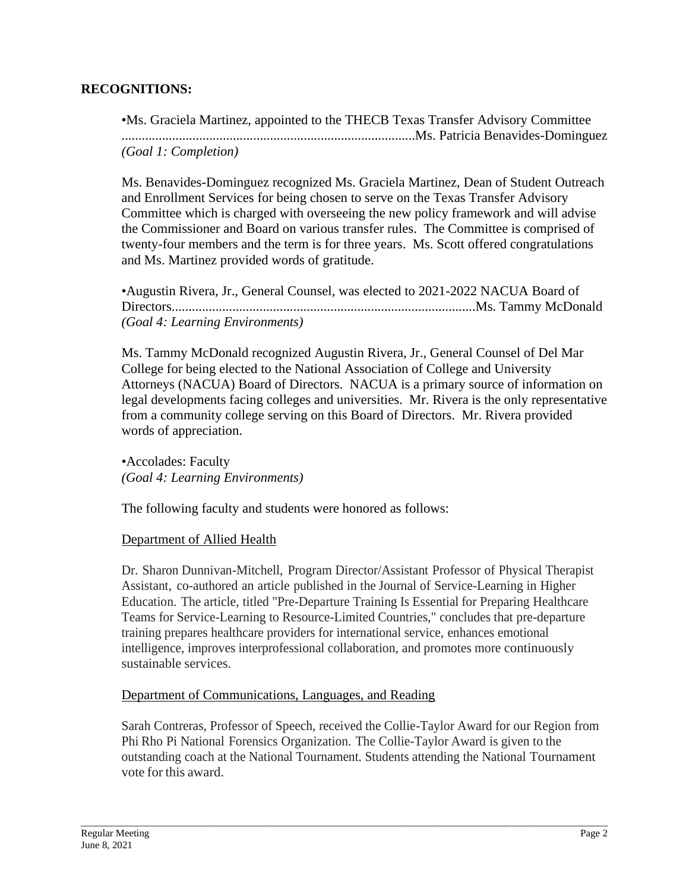**RECOGNITIONS:**

•Ms. Graciela Martinez, appointed to the THECB Texas Transfer Advisory Committee ......................................................................................Ms. Patricia Benavides-Dominguez
*(Goal 1: Completion)*

Ms. Benavides-Dominguez recognized Ms. Graciela Martinez, Dean of Student Outreach and Enrollment Services for being chosen to serve on the Texas Transfer Advisory Committee which is charged with overseeing the new policy framework and will advise the Commissioner and Board on various transfer rules. The Committee is comprised of twenty-four members and the term is for three years. Ms. Scott offered congratulations and Ms. Martinez provided words of gratitude.

•Augustin Rivera, Jr., General Counsel, was elected to 2021-2022 NACUA Board of Directors.........................................................................................Ms. Tammy McDonald
*(Goal 4: Learning Environments)*

Ms. Tammy McDonald recognized Augustin Rivera, Jr., General Counsel of Del Mar College for being elected to the National Association of College and University Attorneys (NACUA) Board of Directors. NACUA is a primary source of information on legal developments facing colleges and universities. Mr. Rivera is the only representative from a community college serving on this Board of Directors. Mr. Rivera provided words of appreciation.

•Accolades: Faculty
*(Goal 4: Learning Environments)*

The following faculty and students were honored as follows:

Department of Allied Health

Dr. Sharon Dunnivan-Mitchell, Program Director/Assistant Professor of Physical Therapist Assistant, co-authored an article published in the Journal of Service-Learning in Higher Education. The article, titled "Pre-Departure Training Is Essential for Preparing Healthcare Teams for Service-Learning to Resource-Limited Countries," concludes that pre-departure training prepares healthcare providers for international service, enhances emotional intelligence, improves interprofessional collaboration, and promotes more continuously sustainable services.

Department of Communications, Languages, and Reading

Sarah Contreras, Professor of Speech, received the Collie-Taylor Award for our Region from Phi Rho Pi National Forensics Organization. The Collie-Taylor Award is given to the outstanding coach at the National Tournament. Students attending the National Tournament vote for this award.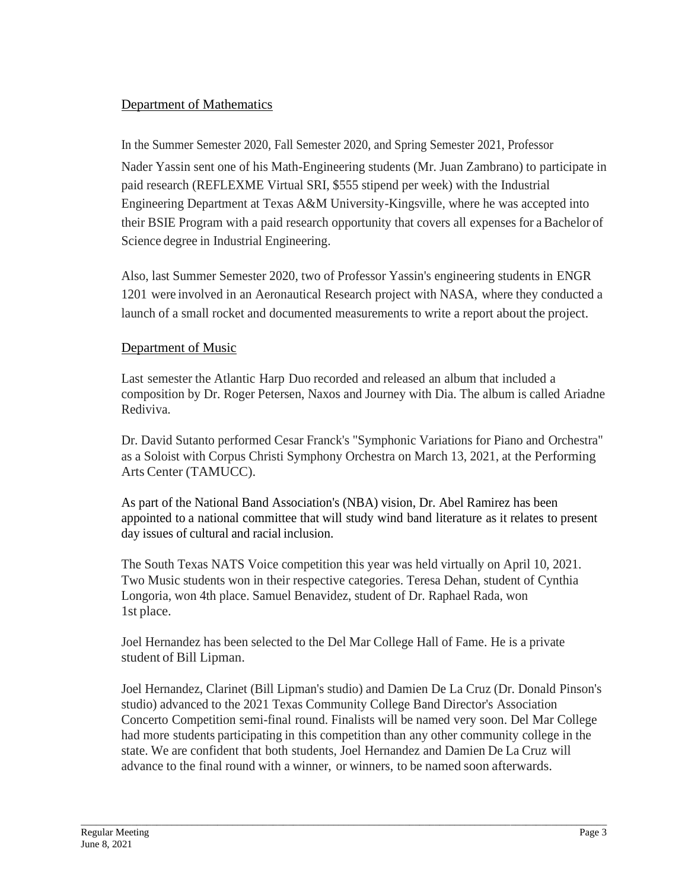## Department of Mathematics

In the Summer Semester 2020, Fall Semester 2020, and Spring Semester 2021, Professor Nader Yassin sent one of his Math-Engineering students (Mr. Juan Zambrano) to participate in paid research (REFLEXME Virtual SRI, $555 stipend per week) with the Industrial Engineering Department at Texas A&M University-Kingsville, where he was accepted into their BSIE Program with a paid research opportunity that covers all expenses for a Bachelor of Science degree in Industrial Engineering.

Also, last Summer Semester 2020, two of Professor Yassin's engineering students in ENGR 1201 were involved in an Aeronautical Research project with NASA, where they conducted a launch of a small rocket and documented measurements to write a report about the project.

## Department of Music

Last semester the Atlantic Harp Duo recorded and released an album that included a composition by Dr. Roger Petersen, Naxos and Journey with Dia. The album is called Ariadne Rediviva.

Dr. David Sutanto performed Cesar Franck's "Symphonic Variations for Piano and Orchestra" as a Soloist with Corpus Christi Symphony Orchestra on March 13, 2021, at the Performing Arts Center (TAMUCC).

As part of the National Band Association's (NBA) vision, Dr. Abel Ramirez has been appointed to a national committee that will study wind band literature as it relates to present day issues of cultural and racial inclusion.

The South Texas NATS Voice competition this year was held virtually on April 10, 2021. Two Music students won in their respective categories. Teresa Dehan, student of Cynthia Longoria, won 4th place. Samuel Benavidez, student of Dr. Raphael Rada, won 1st place.

Joel Hernandez has been selected to the Del Mar College Hall of Fame. He is a private student of Bill Lipman.

Joel Hernandez, Clarinet (Bill Lipman's studio) and Damien De La Cruz (Dr. Donald Pinson's studio) advanced to the 2021 Texas Community College Band Director's Association Concerto Competition semi-final round. Finalists will be named very soon. Del Mar College had more students participating in this competition than any other community college in the state. We are confident that both students, Joel Hernandez and Damien De La Cruz will advance to the final round with a winner, or winners, to be named soon afterwards.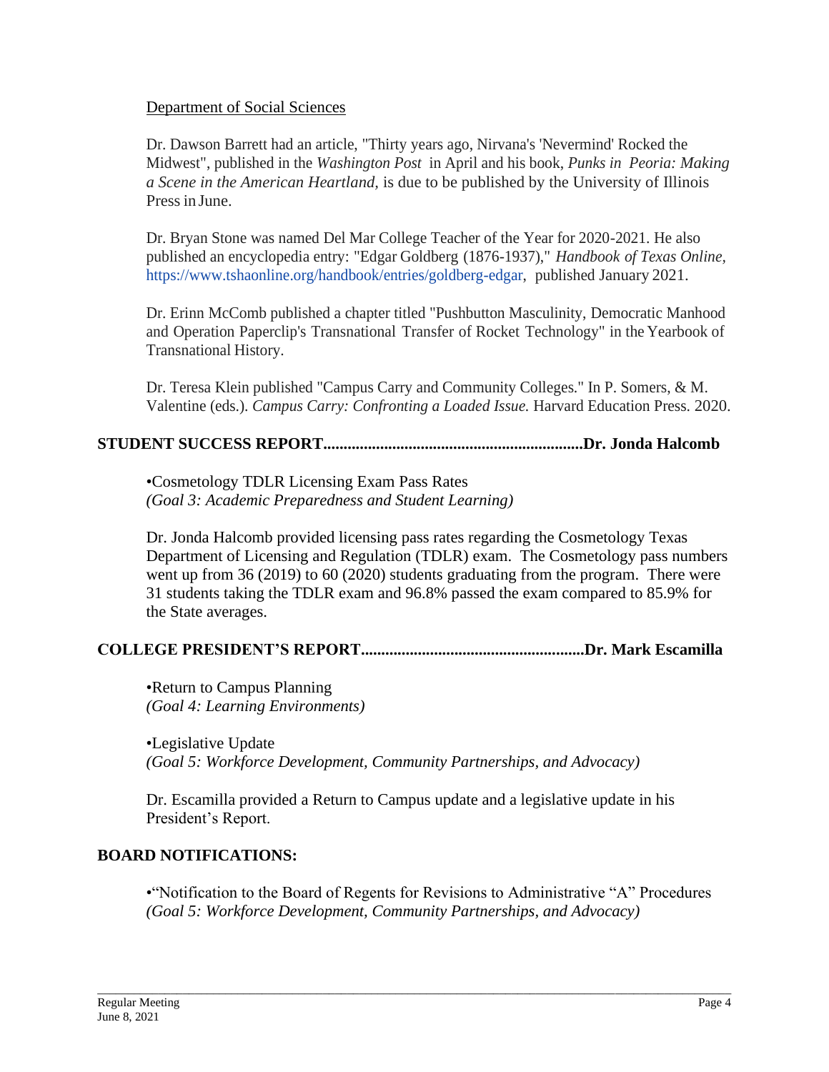Department of Social Sciences

Dr. Dawson Barrett had an article, "Thirty years ago, Nirvana's 'Nevermind' Rocked the Midwest", published in the *Washington Post* in April and his book, *Punks in Peoria: Making a Scene in the American Heartland,* is due to be published by the University of Illinois Press in June.

Dr. Bryan Stone was named Del Mar College Teacher of the Year for 2020-2021. He also published an encyclopedia entry: "Edgar Goldberg (1876-1937)," *Handbook of Texas Online,* https://www.tshaonline.org/handbook/entries/goldberg-edgar, published January 2021.

Dr. Erinn McComb published a chapter titled "Pushbutton Masculinity, Democratic Manhood and Operation Paperclip's Transnational Transfer of Rocket Technology" in the Yearbook of Transnational History.

Dr. Teresa Klein published "Campus Carry and Community Colleges." In P. Somers, & M. Valentine (eds.). *Campus Carry: Confronting a Loaded Issue.* Harvard Education Press. 2020.

**STUDENT SUCCESS REPORT...............................................................Dr. Jonda Halcomb**

•Cosmetology TDLR Licensing Exam Pass Rates
*(Goal 3: Academic Preparedness and Student Learning)*

Dr. Jonda Halcomb provided licensing pass rates regarding the Cosmetology Texas Department of Licensing and Regulation (TDLR) exam. The Cosmetology pass numbers went up from 36 (2019) to 60 (2020) students graduating from the program. There were 31 students taking the TDLR exam and 96.8% passed the exam compared to 85.9% for the State averages.

**COLLEGE PRESIDENT'S REPORT......................................................Dr. Mark Escamilla**

•Return to Campus Planning
*(Goal 4: Learning Environments)*

•Legislative Update
*(Goal 5: Workforce Development, Community Partnerships, and Advocacy)*

Dr. Escamilla provided a Return to Campus update and a legislative update in his President's Report.

**BOARD NOTIFICATIONS:**

•"Notification to the Board of Regents for Revisions to Administrative "A" Procedures
*(Goal 5: Workforce Development, Community Partnerships, and Advocacy)*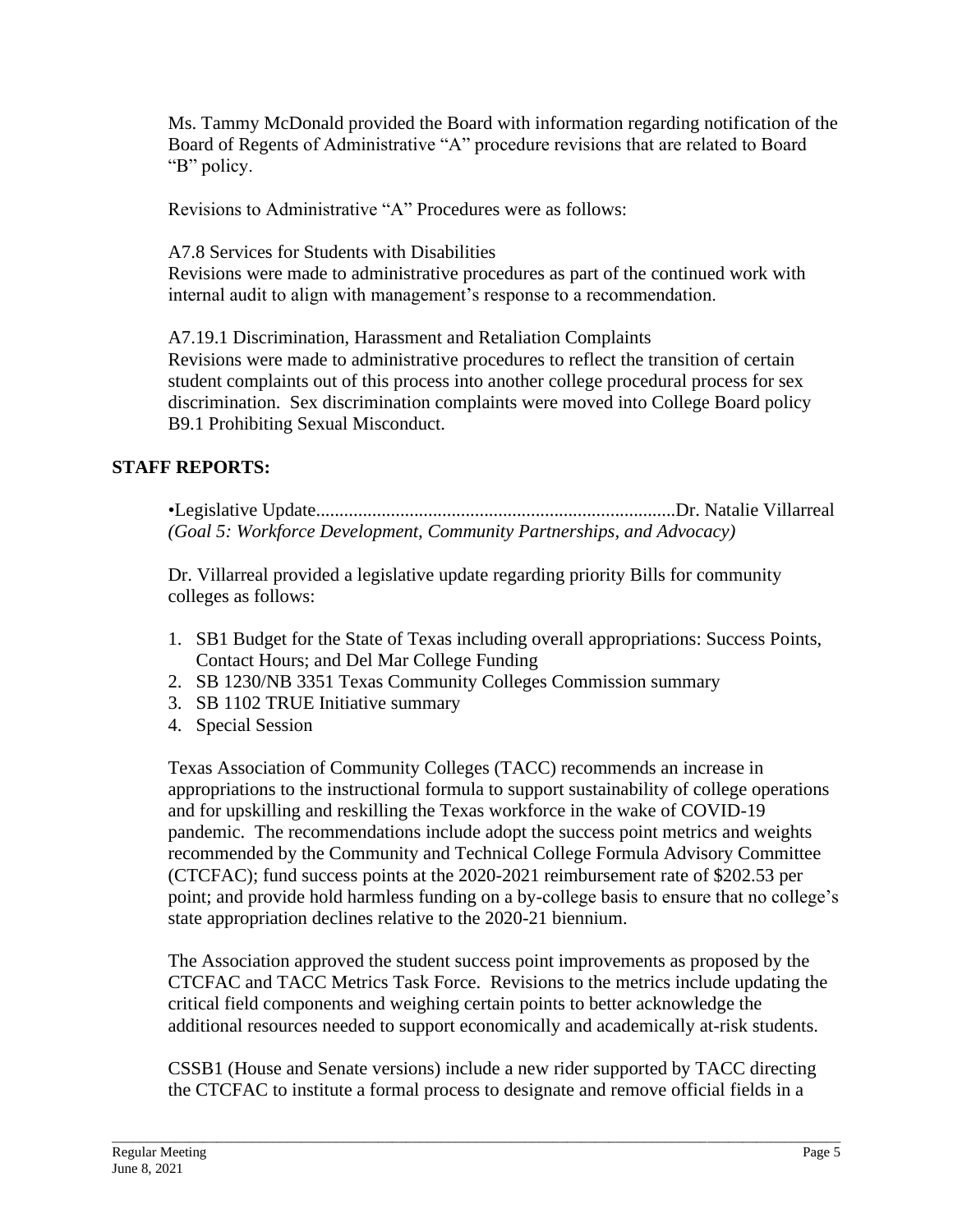Ms. Tammy McDonald provided the Board with information regarding notification of the Board of Regents of Administrative "A" procedure revisions that are related to Board "B" policy.

Revisions to Administrative "A" Procedures were as follows:

A7.8 Services for Students with Disabilities
Revisions were made to administrative procedures as part of the continued work with internal audit to align with management's response to a recommendation.

A7.19.1 Discrimination, Harassment and Retaliation Complaints
Revisions were made to administrative procedures to reflect the transition of certain student complaints out of this process into another college procedural process for sex discrimination. Sex discrimination complaints were moved into College Board policy B9.1 Prohibiting Sexual Misconduct.

## STAFF REPORTS:

•Legislative Update............................................................................Dr. Natalie Villarreal
*(Goal 5: Workforce Development, Community Partnerships, and Advocacy)*

Dr. Villarreal provided a legislative update regarding priority Bills for community colleges as follows:

1. SB1 Budget for the State of Texas including overall appropriations: Success Points, Contact Hours; and Del Mar College Funding
2. SB 1230/NB 3351 Texas Community Colleges Commission summary
3. SB 1102 TRUE Initiative summary
4. Special Session

Texas Association of Community Colleges (TACC) recommends an increase in appropriations to the instructional formula to support sustainability of college operations and for upskilling and reskilling the Texas workforce in the wake of COVID-19 pandemic. The recommendations include adopt the success point metrics and weights recommended by the Community and Technical College Formula Advisory Committee (CTCFAC); fund success points at the 2020-2021 reimbursement rate of \$202.53 per point; and provide hold harmless funding on a by-college basis to ensure that no college's state appropriation declines relative to the 2020-21 biennium.

The Association approved the student success point improvements as proposed by the CTCFAC and TACC Metrics Task Force. Revisions to the metrics include updating the critical field components and weighing certain points to better acknowledge the additional resources needed to support economically and academically at-risk students.

CSSB1 (House and Senate versions) include a new rider supported by TACC directing the CTCFAC to institute a formal process to designate and remove official fields in a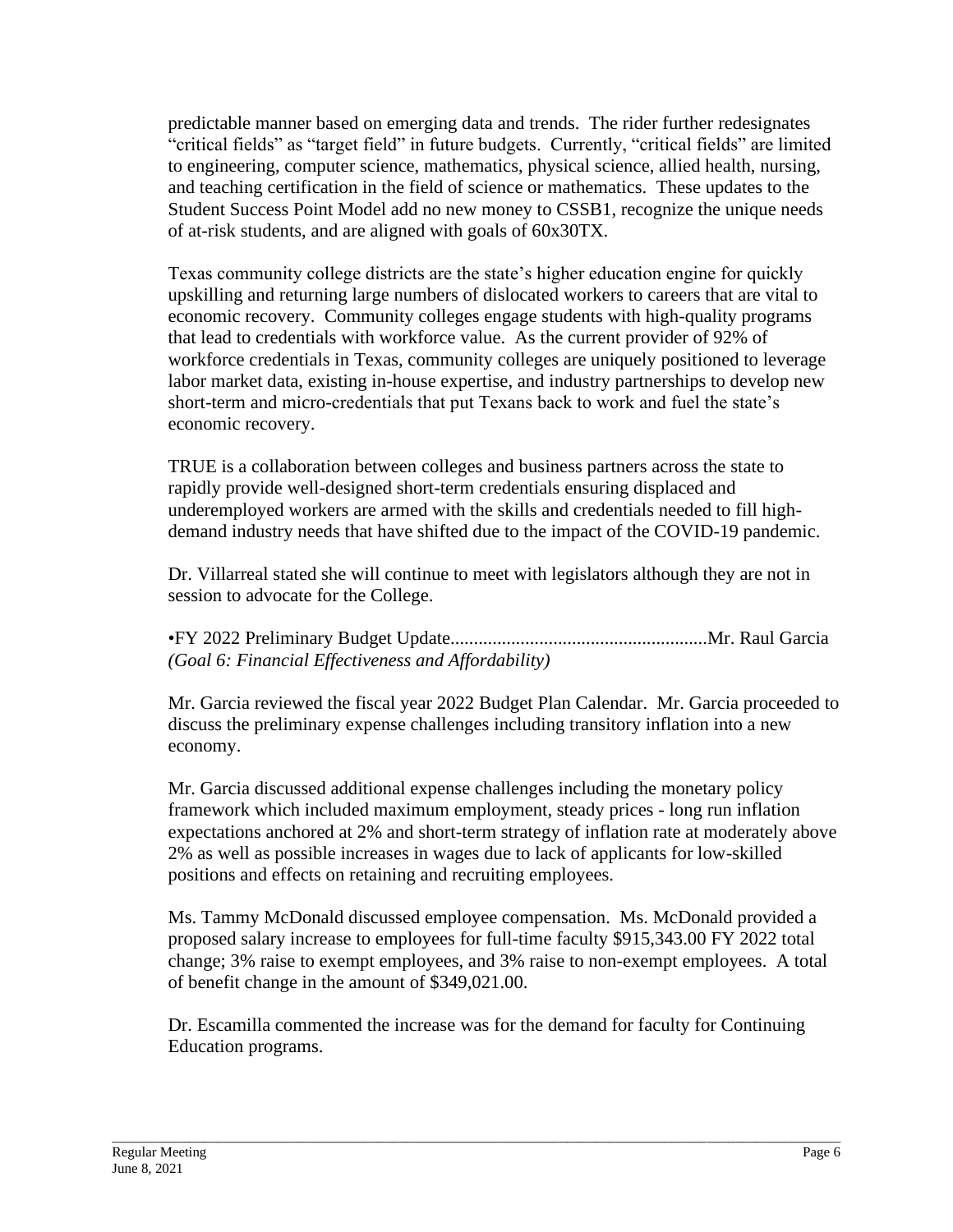predictable manner based on emerging data and trends. The rider further redesignates "critical fields" as "target field" in future budgets. Currently, "critical fields" are limited to engineering, computer science, mathematics, physical science, allied health, nursing, and teaching certification in the field of science or mathematics. These updates to the Student Success Point Model add no new money to CSSB1, recognize the unique needs of at-risk students, and are aligned with goals of 60x30TX.

Texas community college districts are the state's higher education engine for quickly upskilling and returning large numbers of dislocated workers to careers that are vital to economic recovery. Community colleges engage students with high-quality programs that lead to credentials with workforce value. As the current provider of 92% of workforce credentials in Texas, community colleges are uniquely positioned to leverage labor market data, existing in-house expertise, and industry partnerships to develop new short-term and micro-credentials that put Texans back to work and fuel the state's economic recovery.

TRUE is a collaboration between colleges and business partners across the state to rapidly provide well-designed short-term credentials ensuring displaced and underemployed workers are armed with the skills and credentials needed to fill high-demand industry needs that have shifted due to the impact of the COVID-19 pandemic.

Dr. Villarreal stated she will continue to meet with legislators although they are not in session to advocate for the College.

•FY 2022 Preliminary Budget Update......................................................Mr. Raul Garcia
*(Goal 6: Financial Effectiveness and Affordability)*

Mr. Garcia reviewed the fiscal year 2022 Budget Plan Calendar. Mr. Garcia proceeded to discuss the preliminary expense challenges including transitory inflation into a new economy.

Mr. Garcia discussed additional expense challenges including the monetary policy framework which included maximum employment, steady prices - long run inflation expectations anchored at 2% and short-term strategy of inflation rate at moderately above 2% as well as possible increases in wages due to lack of applicants for low-skilled positions and effects on retaining and recruiting employees.

Ms. Tammy McDonald discussed employee compensation. Ms. McDonald provided a proposed salary increase to employees for full-time faculty $915,343.00 FY 2022 total change; 3% raise to exempt employees, and 3% raise to non-exempt employees. A total of benefit change in the amount of $349,021.00.

Dr. Escamilla commented the increase was for the demand for faculty for Continuing Education programs.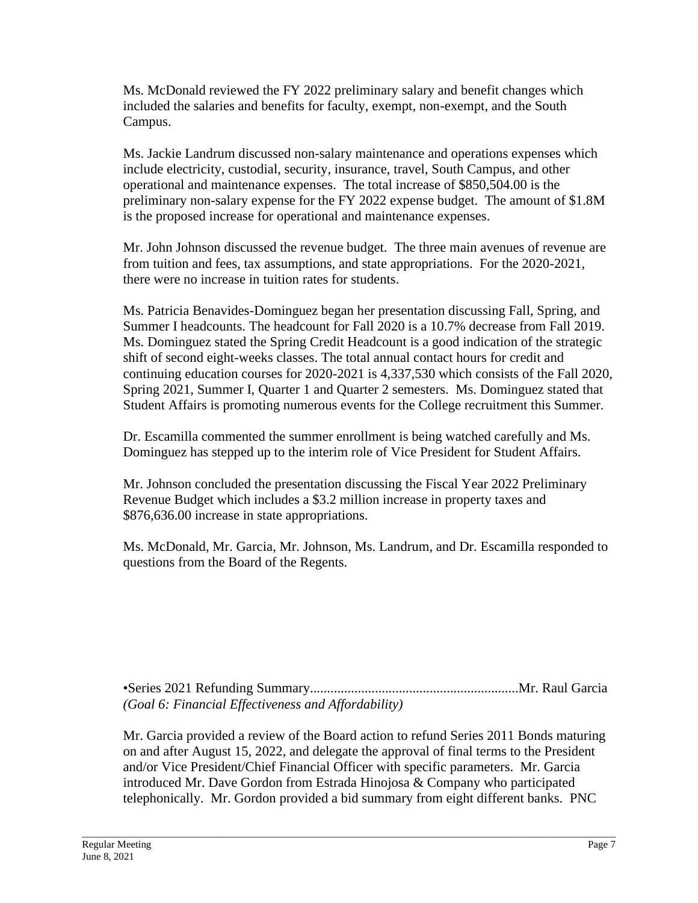Ms. McDonald reviewed the FY 2022 preliminary salary and benefit changes which included the salaries and benefits for faculty, exempt, non-exempt, and the South Campus.

Ms. Jackie Landrum discussed non-salary maintenance and operations expenses which include electricity, custodial, security, insurance, travel, South Campus, and other operational and maintenance expenses. The total increase of $850,504.00 is the preliminary non-salary expense for the FY 2022 expense budget. The amount of $1.8M is the proposed increase for operational and maintenance expenses.

Mr. John Johnson discussed the revenue budget. The three main avenues of revenue are from tuition and fees, tax assumptions, and state appropriations. For the 2020-2021, there were no increase in tuition rates for students.

Ms. Patricia Benavides-Dominguez began her presentation discussing Fall, Spring, and Summer I headcounts. The headcount for Fall 2020 is a 10.7% decrease from Fall 2019. Ms. Dominguez stated the Spring Credit Headcount is a good indication of the strategic shift of second eight-weeks classes. The total annual contact hours for credit and continuing education courses for 2020-2021 is 4,337,530 which consists of the Fall 2020, Spring 2021, Summer I, Quarter 1 and Quarter 2 semesters. Ms. Dominguez stated that Student Affairs is promoting numerous events for the College recruitment this Summer.

Dr. Escamilla commented the summer enrollment is being watched carefully and Ms. Dominguez has stepped up to the interim role of Vice President for Student Affairs.

Mr. Johnson concluded the presentation discussing the Fiscal Year 2022 Preliminary Revenue Budget which includes a $3.2 million increase in property taxes and $876,636.00 increase in state appropriations.

Ms. McDonald, Mr. Garcia, Mr. Johnson, Ms. Landrum, and Dr. Escamilla responded to questions from the Board of the Regents.

•Series 2021 Refunding Summary............................................................Mr. Raul Garcia
*(Goal 6: Financial Effectiveness and Affordability)*

Mr. Garcia provided a review of the Board action to refund Series 2011 Bonds maturing on and after August 15, 2022, and delegate the approval of final terms to the President and/or Vice President/Chief Financial Officer with specific parameters. Mr. Garcia introduced Mr. Dave Gordon from Estrada Hinojosa & Company who participated telephonically. Mr. Gordon provided a bid summary from eight different banks. PNC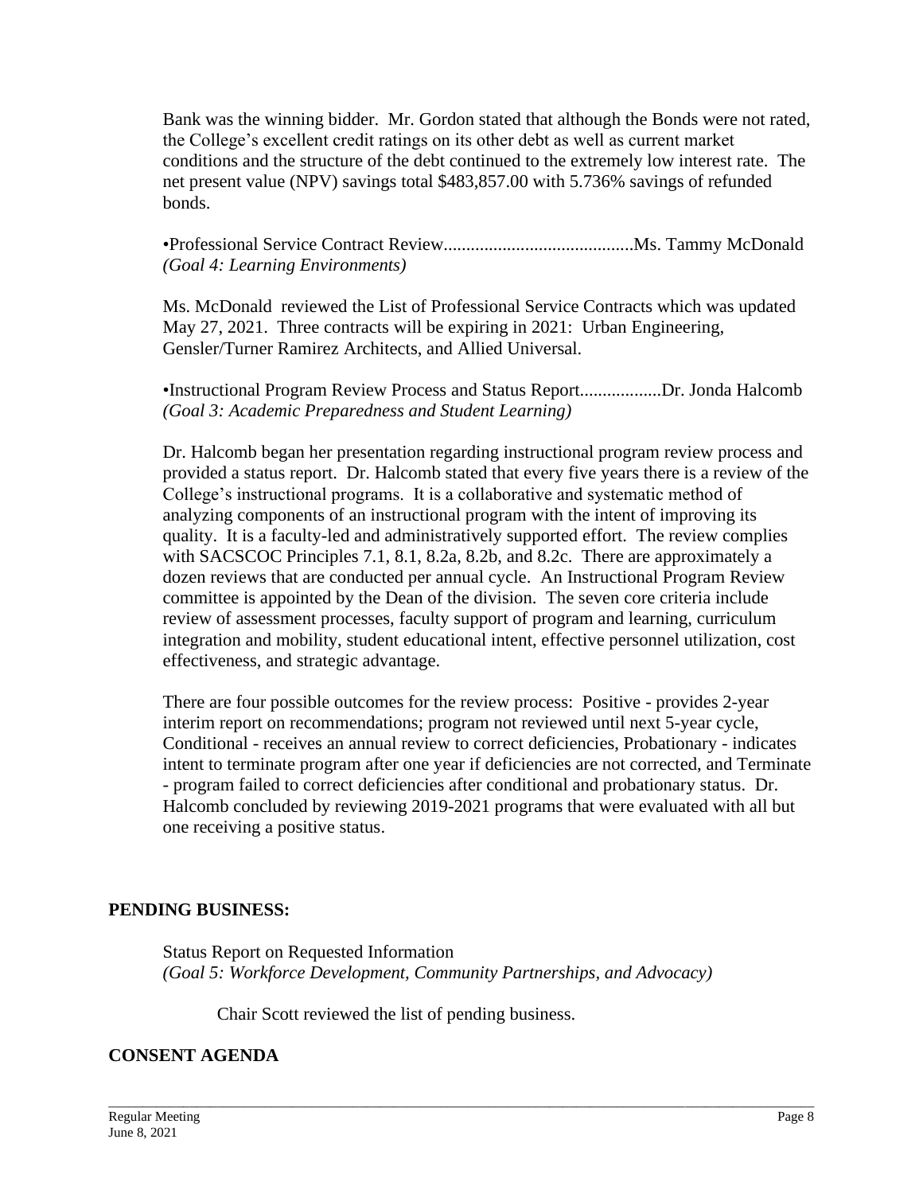Bank was the winning bidder. Mr. Gordon stated that although the Bonds were not rated, the College's excellent credit ratings on its other debt as well as current market conditions and the structure of the debt continued to the extremely low interest rate. The net present value (NPV) savings total $483,857.00 with 5.736% savings of refunded bonds.

•Professional Service Contract Review..........................................Ms. Tammy McDonald
*(Goal 4: Learning Environments)*

Ms. McDonald reviewed the List of Professional Service Contracts which was updated May 27, 2021. Three contracts will be expiring in 2021: Urban Engineering, Gensler/Turner Ramirez Architects, and Allied Universal.

•Instructional Program Review Process and Status Report..................Dr. Jonda Halcomb
*(Goal 3: Academic Preparedness and Student Learning)*

Dr. Halcomb began her presentation regarding instructional program review process and provided a status report. Dr. Halcomb stated that every five years there is a review of the College's instructional programs. It is a collaborative and systematic method of analyzing components of an instructional program with the intent of improving its quality. It is a faculty-led and administratively supported effort. The review complies with SACSCOC Principles 7.1, 8.1, 8.2a, 8.2b, and 8.2c. There are approximately a dozen reviews that are conducted per annual cycle. An Instructional Program Review committee is appointed by the Dean of the division. The seven core criteria include review of assessment processes, faculty support of program and learning, curriculum integration and mobility, student educational intent, effective personnel utilization, cost effectiveness, and strategic advantage.

There are four possible outcomes for the review process: Positive - provides 2-year interim report on recommendations; program not reviewed until next 5-year cycle, Conditional - receives an annual review to correct deficiencies, Probationary - indicates intent to terminate program after one year if deficiencies are not corrected, and Terminate - program failed to correct deficiencies after conditional and probationary status. Dr. Halcomb concluded by reviewing 2019-2021 programs that were evaluated with all but one receiving a positive status.

## PENDING BUSINESS:

Status Report on Requested Information
*(Goal 5: Workforce Development, Community Partnerships, and Advocacy)*

Chair Scott reviewed the list of pending business.

## CONSENT AGENDA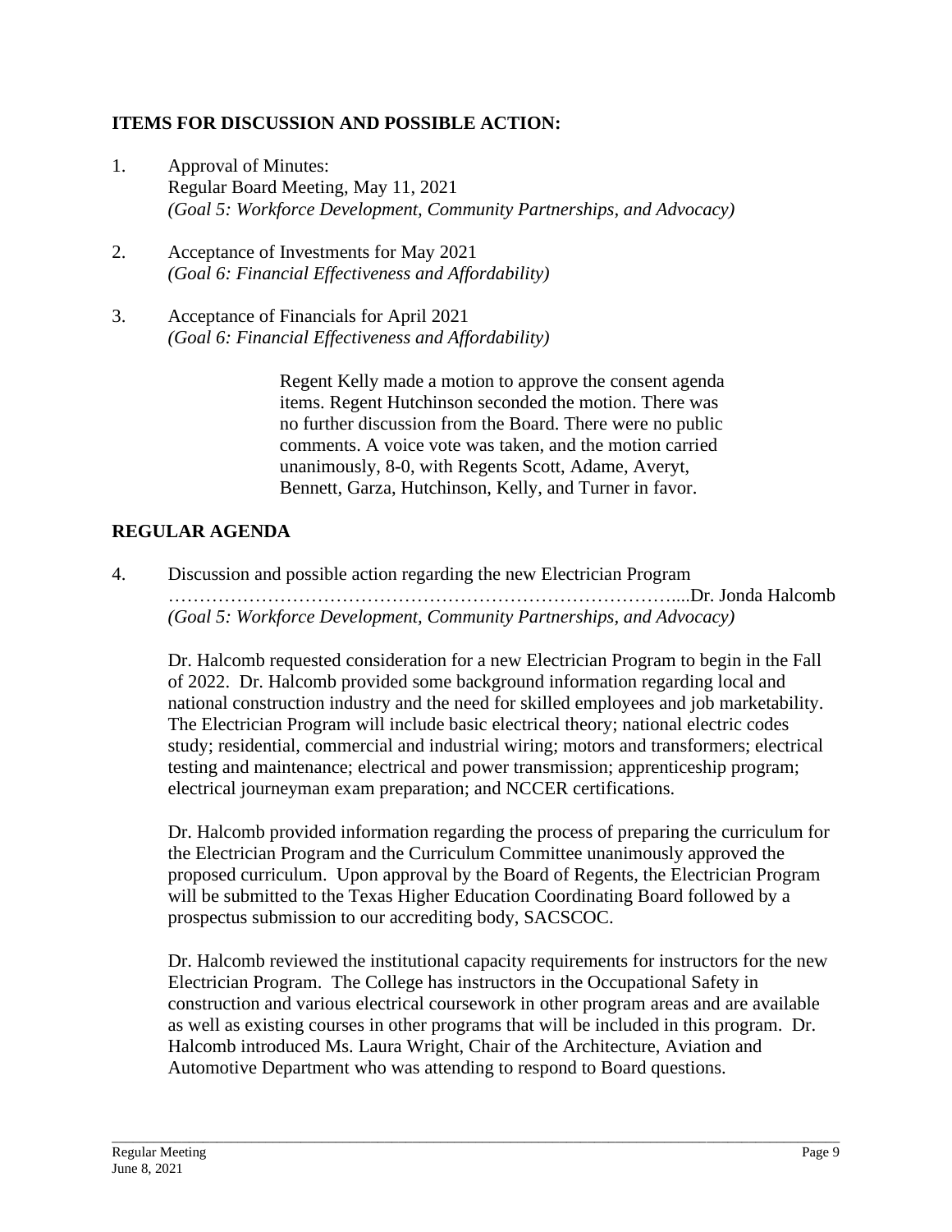**ITEMS FOR DISCUSSION AND POSSIBLE ACTION:**

1. Approval of Minutes:
   Regular Board Meeting, May 11, 2021
   *(Goal 5: Workforce Development, Community Partnerships, and Advocacy)*

2. Acceptance of Investments for May 2021
   *(Goal 6: Financial Effectiveness and Affordability)*

3. Acceptance of Financials for April 2021
   *(Goal 6: Financial Effectiveness and Affordability)*

> Regent Kelly made a motion to approve the consent agenda items. Regent Hutchinson seconded the motion. There was no further discussion from the Board. There were no public comments. A voice vote was taken, and the motion carried unanimously, 8-0, with Regents Scott, Adame, Averyt, Bennett, Garza, Hutchinson, Kelly, and Turner in favor.

**REGULAR AGENDA**

4. Discussion and possible action regarding the new Electrician Program ……………………………………………………………………....Dr. Jonda Halcomb
   *(Goal 5: Workforce Development, Community Partnerships, and Advocacy)*

   Dr. Halcomb requested consideration for a new Electrician Program to begin in the Fall of 2022. Dr. Halcomb provided some background information regarding local and national construction industry and the need for skilled employees and job marketability. The Electrician Program will include basic electrical theory; national electric codes study; residential, commercial and industrial wiring; motors and transformers; electrical testing and maintenance; electrical and power transmission; apprenticeship program; electrical journeyman exam preparation; and NCCER certifications.

   Dr. Halcomb provided information regarding the process of preparing the curriculum for the Electrician Program and the Curriculum Committee unanimously approved the proposed curriculum. Upon approval by the Board of Regents, the Electrician Program will be submitted to the Texas Higher Education Coordinating Board followed by a prospectus submission to our accrediting body, SACSCOC.

   Dr. Halcomb reviewed the institutional capacity requirements for instructors for the new Electrician Program. The College has instructors in the Occupational Safety in construction and various electrical coursework in other program areas and are available as well as existing courses in other programs that will be included in this program. Dr. Halcomb introduced Ms. Laura Wright, Chair of the Architecture, Aviation and Automotive Department who was attending to respond to Board questions.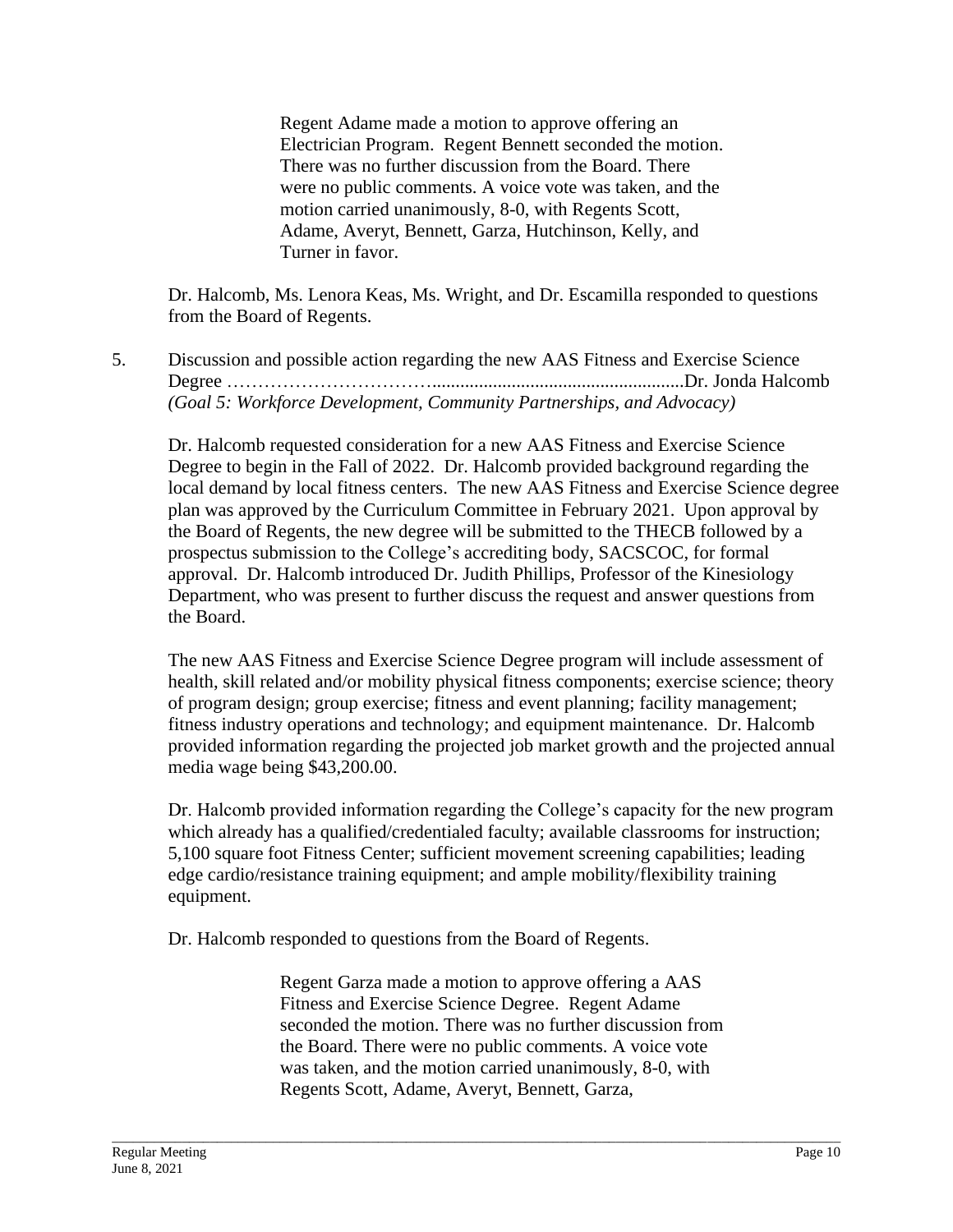Regent Adame made a motion to approve offering an Electrician Program. Regent Bennett seconded the motion. There was no further discussion from the Board. There were no public comments. A voice vote was taken, and the motion carried unanimously, 8-0, with Regents Scott, Adame, Averyt, Bennett, Garza, Hutchinson, Kelly, and Turner in favor.

Dr. Halcomb, Ms. Lenora Keas, Ms. Wright, and Dr. Escamilla responded to questions from the Board of Regents.

5. Discussion and possible action regarding the new AAS Fitness and Exercise Science Degree …………………………......................................................Dr. Jonda Halcomb
*(Goal 5: Workforce Development, Community Partnerships, and Advocacy)*

Dr. Halcomb requested consideration for a new AAS Fitness and Exercise Science Degree to begin in the Fall of 2022. Dr. Halcomb provided background regarding the local demand by local fitness centers. The new AAS Fitness and Exercise Science degree plan was approved by the Curriculum Committee in February 2021. Upon approval by the Board of Regents, the new degree will be submitted to the THECB followed by a prospectus submission to the College's accrediting body, SACSCOC, for formal approval. Dr. Halcomb introduced Dr. Judith Phillips, Professor of the Kinesiology Department, who was present to further discuss the request and answer questions from the Board.

The new AAS Fitness and Exercise Science Degree program will include assessment of health, skill related and/or mobility physical fitness components; exercise science; theory of program design; group exercise; fitness and event planning; facility management; fitness industry operations and technology; and equipment maintenance. Dr. Halcomb provided information regarding the projected job market growth and the projected annual media wage being $43,200.00.

Dr. Halcomb provided information regarding the College's capacity for the new program which already has a qualified/credentialed faculty; available classrooms for instruction; 5,100 square foot Fitness Center; sufficient movement screening capabilities; leading edge cardio/resistance training equipment; and ample mobility/flexibility training equipment.

Dr. Halcomb responded to questions from the Board of Regents.

Regent Garza made a motion to approve offering a AAS Fitness and Exercise Science Degree. Regent Adame seconded the motion. There was no further discussion from the Board. There were no public comments. A voice vote was taken, and the motion carried unanimously, 8-0, with Regents Scott, Adame, Averyt, Bennett, Garza,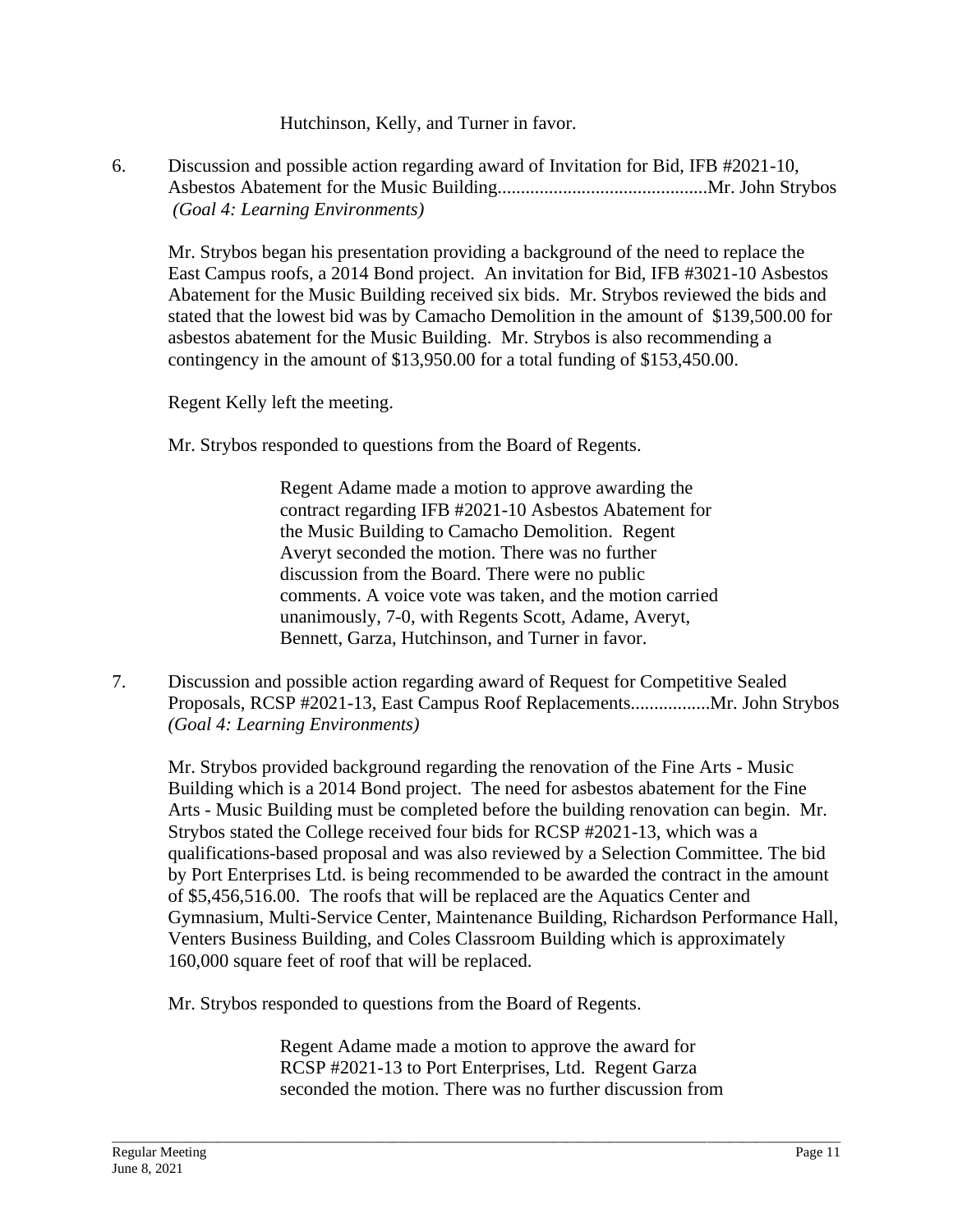Hutchinson, Kelly, and Turner in favor.

6. Discussion and possible action regarding award of Invitation for Bid, IFB #2021-10, Asbestos Abatement for the Music Building............................................Mr. John Strybos *(Goal 4: Learning Environments)*

   Mr. Strybos began his presentation providing a background of the need to replace the East Campus roofs, a 2014 Bond project. An invitation for Bid, IFB #3021-10 Asbestos Abatement for the Music Building received six bids. Mr. Strybos reviewed the bids and stated that the lowest bid was by Camacho Demolition in the amount of $139,500.00 for asbestos abatement for the Music Building. Mr. Strybos is also recommending a contingency in the amount of $13,950.00 for a total funding of $153,450.00.

   Regent Kelly left the meeting.

   Mr. Strybos responded to questions from the Board of Regents.

   > Regent Adame made a motion to approve awarding the contract regarding IFB #2021-10 Asbestos Abatement for the Music Building to Camacho Demolition. Regent Averyt seconded the motion. There was no further discussion from the Board. There were no public comments. A voice vote was taken, and the motion carried unanimously, 7-0, with Regents Scott, Adame, Averyt, Bennett, Garza, Hutchinson, and Turner in favor.

7. Discussion and possible action regarding award of Request for Competitive Sealed Proposals, RCSP #2021-13, East Campus Roof Replacements.................Mr. John Strybos *(Goal 4: Learning Environments)*

   Mr. Strybos provided background regarding the renovation of the Fine Arts - Music Building which is a 2014 Bond project. The need for asbestos abatement for the Fine Arts - Music Building must be completed before the building renovation can begin. Mr. Strybos stated the College received four bids for RCSP #2021-13, which was a qualifications-based proposal and was also reviewed by a Selection Committee. The bid by Port Enterprises Ltd. is being recommended to be awarded the contract in the amount of $5,456,516.00. The roofs that will be replaced are the Aquatics Center and Gymnasium, Multi-Service Center, Maintenance Building, Richardson Performance Hall, Venters Business Building, and Coles Classroom Building which is approximately 160,000 square feet of roof that will be replaced.

   Mr. Strybos responded to questions from the Board of Regents.

   > Regent Adame made a motion to approve the award for RCSP #2021-13 to Port Enterprises, Ltd. Regent Garza seconded the motion. There was no further discussion from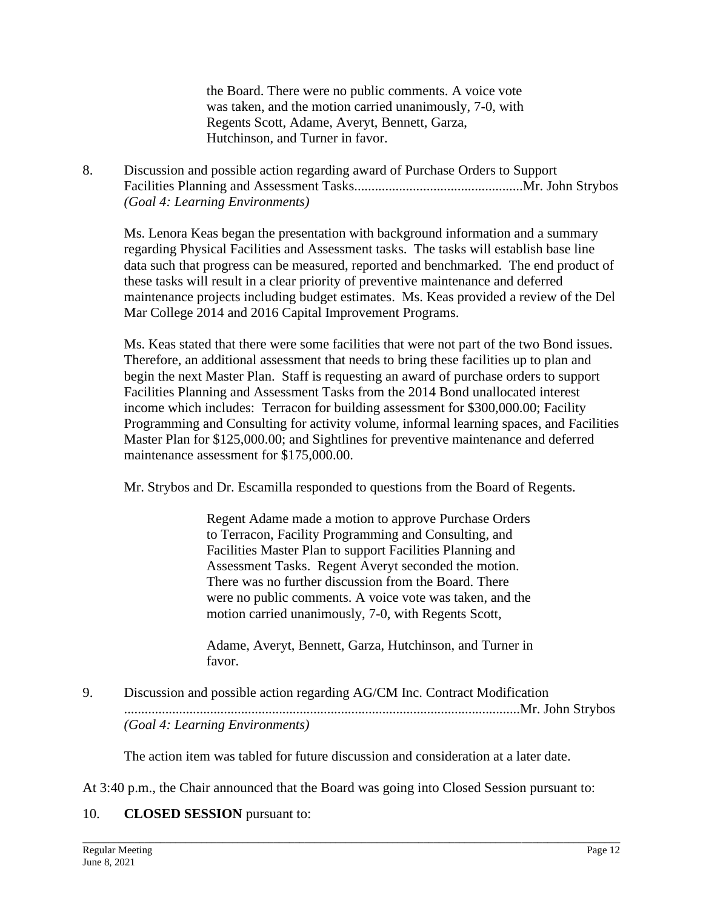the Board. There were no public comments. A voice vote was taken, and the motion carried unanimously, 7-0, with Regents Scott, Adame, Averyt, Bennett, Garza, Hutchinson, and Turner in favor.

8. Discussion and possible action regarding award of Purchase Orders to Support Facilities Planning and Assessment Tasks................................................Mr. John Strybos
*(Goal 4: Learning Environments)*

Ms. Lenora Keas began the presentation with background information and a summary regarding Physical Facilities and Assessment tasks. The tasks will establish base line data such that progress can be measured, reported and benchmarked. The end product of these tasks will result in a clear priority of preventive maintenance and deferred maintenance projects including budget estimates. Ms. Keas provided a review of the Del Mar College 2014 and 2016 Capital Improvement Programs.

Ms. Keas stated that there were some facilities that were not part of the two Bond issues. Therefore, an additional assessment that needs to bring these facilities up to plan and begin the next Master Plan. Staff is requesting an award of purchase orders to support Facilities Planning and Assessment Tasks from the 2014 Bond unallocated interest income which includes: Terracon for building assessment for $300,000.00; Facility Programming and Consulting for activity volume, informal learning spaces, and Facilities Master Plan for $125,000.00; and Sightlines for preventive maintenance and deferred maintenance assessment for $175,000.00.

Mr. Strybos and Dr. Escamilla responded to questions from the Board of Regents.

Regent Adame made a motion to approve Purchase Orders to Terracon, Facility Programming and Consulting, and Facilities Master Plan to support Facilities Planning and Assessment Tasks. Regent Averyt seconded the motion. There was no further discussion from the Board. There were no public comments. A voice vote was taken, and the motion carried unanimously, 7-0, with Regents Scott,

Adame, Averyt, Bennett, Garza, Hutchinson, and Turner in favor.

9. Discussion and possible action regarding AG/CM Inc. Contract Modification
.................................................................................................................Mr. John Strybos
*(Goal 4: Learning Environments)*

The action item was tabled for future discussion and consideration at a later date.

At 3:40 p.m., the Chair announced that the Board was going into Closed Session pursuant to:

10. **CLOSED SESSION** pursuant to: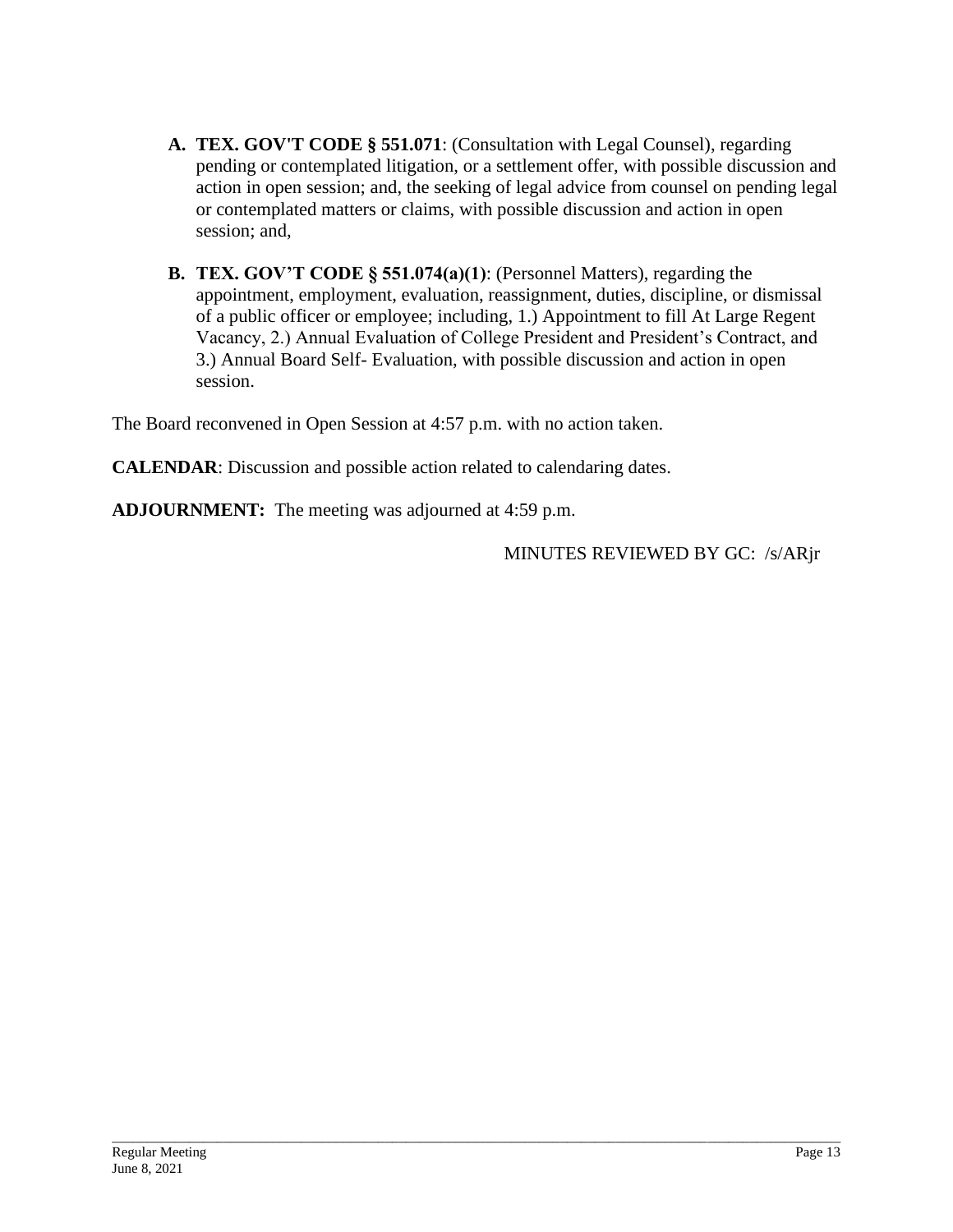- **A. TEX. GOV'T CODE § 551.071**: (Consultation with Legal Counsel), regarding pending or contemplated litigation, or a settlement offer, with possible discussion and action in open session; and, the seeking of legal advice from counsel on pending legal or contemplated matters or claims, with possible discussion and action in open session; and,
- **B. TEX. GOV'T CODE § 551.074(a)(1)**: (Personnel Matters), regarding the appointment, employment, evaluation, reassignment, duties, discipline, or dismissal of a public officer or employee; including, 1.) Appointment to fill At Large Regent Vacancy, 2.) Annual Evaluation of College President and President's Contract, and 3.) Annual Board Self- Evaluation, with possible discussion and action in open session.

The Board reconvened in Open Session at 4:57 p.m. with no action taken.

**CALENDAR**: Discussion and possible action related to calendaring dates.

**ADJOURNMENT:** The meeting was adjourned at 4:59 p.m.

MINUTES REVIEWED BY GC: /s/ARjr